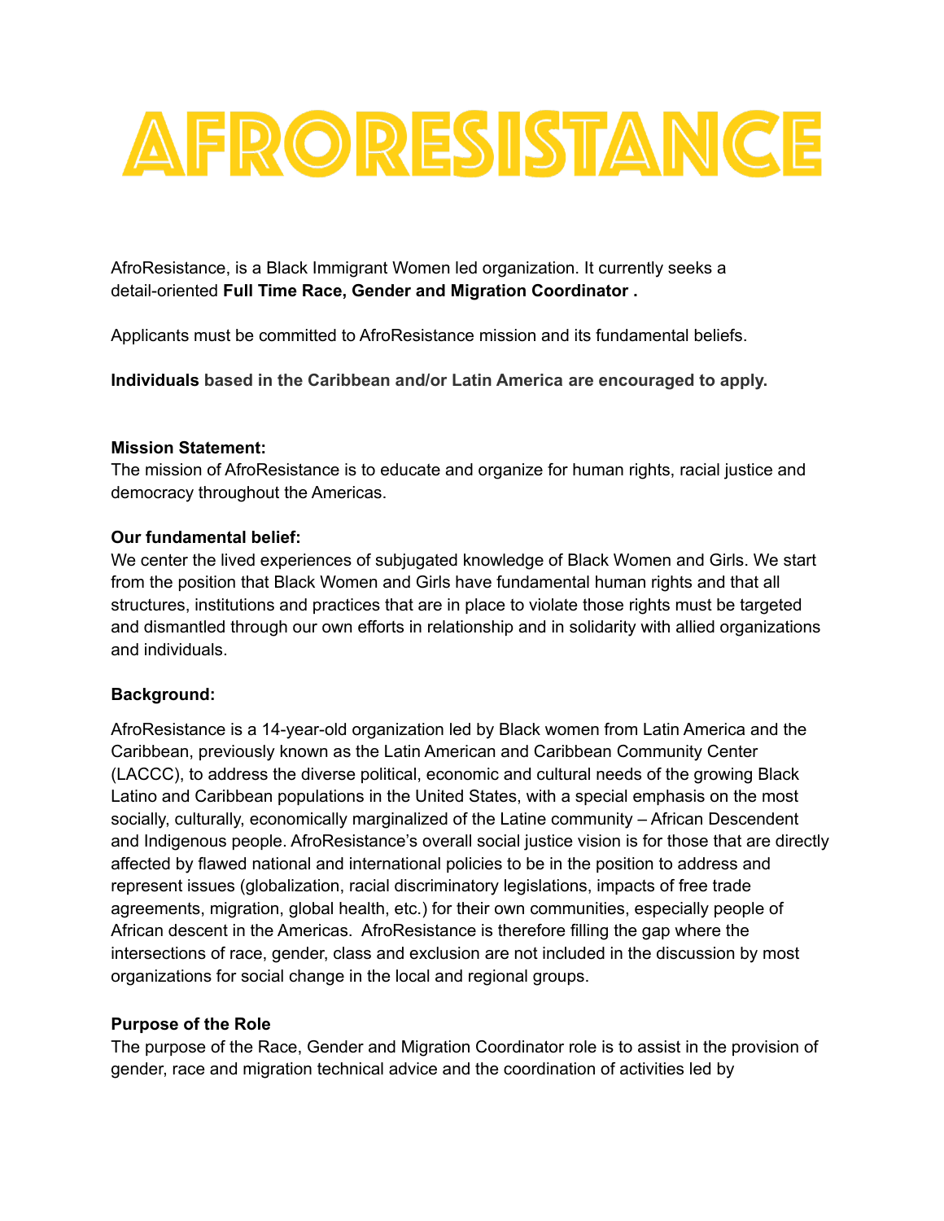# AFRORESISTANCE

AfroResistance, is a Black Immigrant Women led organization. It currently seeks a detail-oriented **Full Time Race, Gender and Migration Coordinator .**

Applicants must be committed to AfroResistance mission and its fundamental beliefs.

**Individuals based in the Caribbean and/or Latin America are encouraged to apply.**

**Mission Statement:**
The mission of AfroResistance is to educate and organize for human rights, racial justice and democracy throughout the Americas.

**Our fundamental belief:**
We center the lived experiences of subjugated knowledge of Black Women and Girls. We start from the position that Black Women and Girls have fundamental human rights and that all structures, institutions and practices that are in place to violate those rights must be targeted and dismantled through our own efforts in relationship and in solidarity with allied organizations and individuals.

**Background:**

AfroResistance is a 14-year-old organization led by Black women from Latin America and the Caribbean, previously known as the Latin American and Caribbean Community Center (LACCC), to address the diverse political, economic and cultural needs of the growing Black Latino and Caribbean populations in the United States, with a special emphasis on the most socially, culturally, economically marginalized of the Latine community – African Descendent and Indigenous people. AfroResistance's overall social justice vision is for those that are directly affected by flawed national and international policies to be in the position to address and represent issues (globalization, racial discriminatory legislations, impacts of free trade agreements, migration, global health, etc.) for their own communities, especially people of African descent in the Americas. AfroResistance is therefore filling the gap where the intersections of race, gender, class and exclusion are not included in the discussion by most organizations for social change in the local and regional groups.

**Purpose of the Role**
The purpose of the Race, Gender and Migration Coordinator role is to assist in the provision of gender, race and migration technical advice and the coordination of activities led by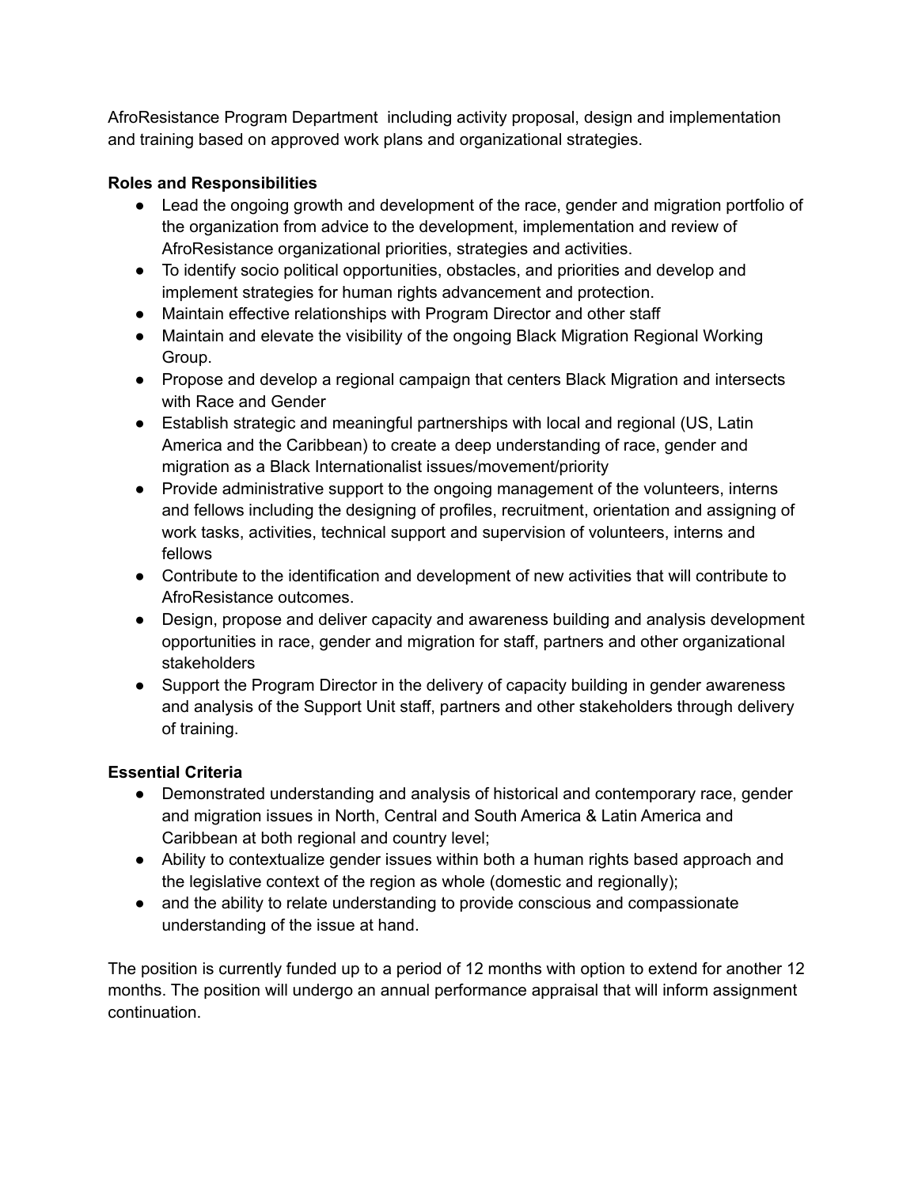AfroResistance Program Department including activity proposal, design and implementation and training based on approved work plans and organizational strategies.

**Roles and Responsibilities**

- Lead the ongoing growth and development of the race, gender and migration portfolio of the organization from advice to the development, implementation and review of AfroResistance organizational priorities, strategies and activities.
- To identify socio political opportunities, obstacles, and priorities and develop and implement strategies for human rights advancement and protection.
- Maintain effective relationships with Program Director and other staff
- Maintain and elevate the visibility of the ongoing Black Migration Regional Working Group.
- Propose and develop a regional campaign that centers Black Migration and intersects with Race and Gender
- Establish strategic and meaningful partnerships with local and regional (US, Latin America and the Caribbean) to create a deep understanding of race, gender and migration as a Black Internationalist issues/movement/priority
- Provide administrative support to the ongoing management of the volunteers, interns and fellows including the designing of profiles, recruitment, orientation and assigning of work tasks, activities, technical support and supervision of volunteers, interns and fellows
- Contribute to the identification and development of new activities that will contribute to AfroResistance outcomes.
- Design, propose and deliver capacity and awareness building and analysis development opportunities in race, gender and migration for staff, partners and other organizational stakeholders
- Support the Program Director in the delivery of capacity building in gender awareness and analysis of the Support Unit staff, partners and other stakeholders through delivery of training.

**Essential Criteria**

- Demonstrated understanding and analysis of historical and contemporary race, gender and migration issues in North, Central and South America & Latin America and Caribbean at both regional and country level;
- Ability to contextualize gender issues within both a human rights based approach and the legislative context of the region as whole (domestic and regionally);
- and the ability to relate understanding to provide conscious and compassionate understanding of the issue at hand.

The position is currently funded up to a period of 12 months with option to extend for another 12 months. The position will undergo an annual performance appraisal that will inform assignment continuation.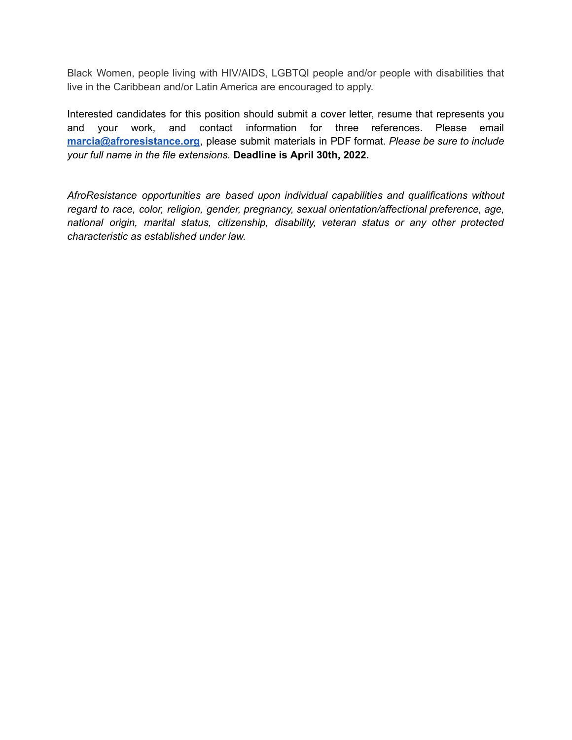Black Women, people living with HIV/AIDS, LGBTQI people and/or people with disabilities that live in the Caribbean and/or Latin America are encouraged to apply.

Interested candidates for this position should submit a cover letter, resume that represents you and your work, and contact information for three references. Please email **marcia@afroresistance.org**, please submit materials in PDF format. *Please be sure to include your full name in the file extensions.* **Deadline is April 30th, 2022.**

*AfroResistance opportunities are based upon individual capabilities and qualifications without regard to race, color, religion, gender, pregnancy, sexual orientation/affectional preference, age, national origin, marital status, citizenship, disability, veteran status or any other protected characteristic as established under law.*